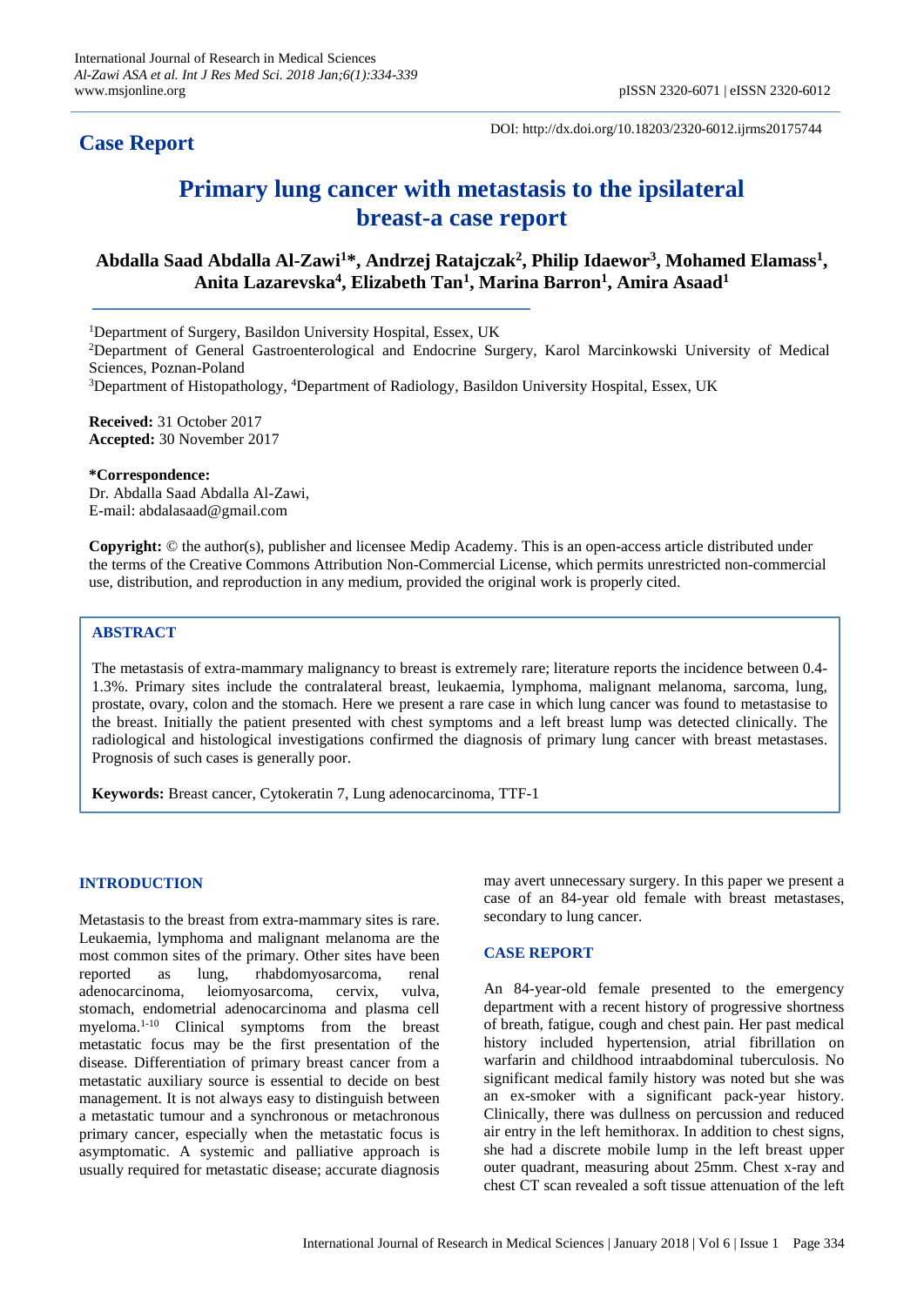**Case Report**

DOI: http://dx.doi.org/10.18203/2320-6012.ijrms20175744

# Primary lung cancer with metastasis to the ipsilateral breast-a case report

**Abdalla Saad Abdalla Al-Zawi[1]\*, Andrzej Ratajczak[2], Philip Idaewor[3], Mohamed Elamass[1], Anita Lazarevska[4], Elizabeth Tan[1], Marina Barron[1], Amira Asaad[1]**

[1]Department of Surgery, Basildon University Hospital, Essex, UK

[2]Department of General Gastroenterological and Endocrine Surgery, Karol Marcinkowski University of Medical Sciences, Poznan-Poland

[3]Department of Histopathology, [4]Department of Radiology, Basildon University Hospital, Essex, UK

**Received:** 31 October 2017
**Accepted:** 30 November 2017

**\*Correspondence:**
Dr. Abdalla Saad Abdalla Al-Zawi,
E-mail: abdalasaad@gmail.com

**Copyright:** © the author(s), publisher and licensee Medip Academy. This is an open-access article distributed under the terms of the Creative Commons Attribution Non-Commercial License, which permits unrestricted non-commercial use, distribution, and reproduction in any medium, provided the original work is properly cited.

## ABSTRACT

The metastasis of extra-mammary malignancy to breast is extremely rare; literature reports the incidence between 0.4-1.3%. Primary sites include the contralateral breast, leukaemia, lymphoma, malignant melanoma, sarcoma, lung, prostate, ovary, colon and the stomach. Here we present a rare case in which lung cancer was found to metastasise to the breast. Initially the patient presented with chest symptoms and a left breast lump was detected clinically. The radiological and histological investigations confirmed the diagnosis of primary lung cancer with breast metastases. Prognosis of such cases is generally poor.

**Keywords:** Breast cancer, Cytokeratin 7, Lung adenocarcinoma, TTF-1

## INTRODUCTION

Metastasis to the breast from extra-mammary sites is rare. Leukaemia, lymphoma and malignant melanoma are the most common sites of the primary. Other sites have been reported as lung, rhabdomyosarcoma, renal adenocarcinoma, leiomyosarcoma, cervix, vulva, stomach, endometrial adenocarcinoma and plasma cell myeloma.[1-10] Clinical symptoms from the breast metastatic focus may be the first presentation of the disease. Differentiation of primary breast cancer from a metastatic auxiliary source is essential to decide on best management. It is not always easy to distinguish between a metastatic tumour and a synchronous or metachronous primary cancer, especially when the metastatic focus is asymptomatic. A systemic and palliative approach is usually required for metastatic disease; accurate diagnosis may avert unnecessary surgery. In this paper we present a case of an 84-year old female with breast metastases, secondary to lung cancer.

## CASE REPORT

An 84-year-old female presented to the emergency department with a recent history of progressive shortness of breath, fatigue, cough and chest pain. Her past medical history included hypertension, atrial fibrillation on warfarin and childhood intraabdominal tuberculosis. No significant medical family history was noted but she was an ex-smoker with a significant pack-year history. Clinically, there was dullness on percussion and reduced air entry in the left hemithorax. In addition to chest signs, she had a discrete mobile lump in the left breast upper outer quadrant, measuring about 25mm. Chest x-ray and chest CT scan revealed a soft tissue attenuation of the left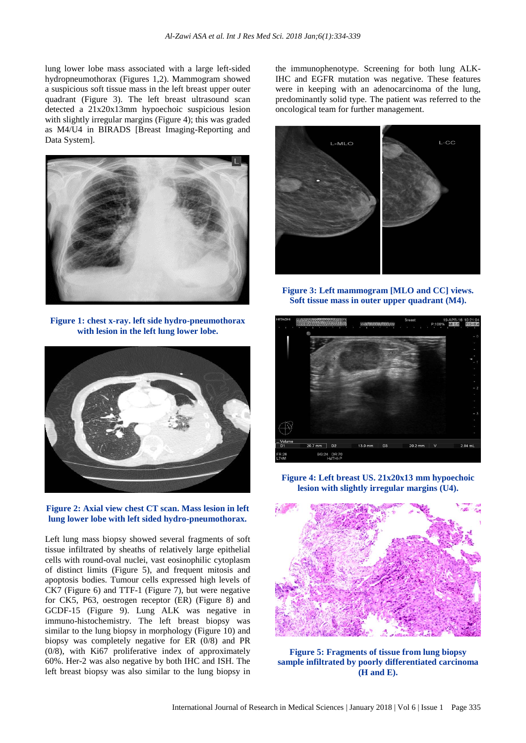lung lower lobe mass associated with a large left-sided hydropneumothorax (Figures 1,2). Mammogram showed a suspicious soft tissue mass in the left breast upper outer quadrant (Figure 3). The left breast ultrasound scan detected a 21x20x13mm hypoechoic suspicious lesion with slightly irregular margins (Figure 4); this was graded as M4/U4 in BIRADS [Breast Imaging-Reporting and Data System].

**Figure 1: chest x-ray. left side hydro-pneumothorax with lesion in the left lung lower lobe.**

**Figure 2: Axial view chest CT scan. Mass lesion in left lung lower lobe with left sided hydro-pneumothorax.**

Left lung mass biopsy showed several fragments of soft tissue infiltrated by sheaths of relatively large epithelial cells with round-oval nuclei, vast eosinophilic cytoplasm of distinct limits (Figure 5), and frequent mitosis and apoptosis bodies. Tumour cells expressed high levels of CK7 (Figure 6) and TTF-1 (Figure 7), but were negative for CK5, P63, oestrogen receptor (ER) (Figure 8) and GCDF-15 (Figure 9). Lung ALK was negative in immuno-histochemistry. The left breast biopsy was similar to the lung biopsy in morphology (Figure 10) and biopsy was completely negative for ER (0/8) and PR (0/8), with Ki67 proliferative index of approximately 60%. Her-2 was also negative by both IHC and ISH. The left breast biopsy was also similar to the lung biopsy in the immunophenotype. Screening for both lung ALK-IHC and EGFR mutation was negative. These features were in keeping with an adenocarcinoma of the lung, predominantly solid type. The patient was referred to the oncological team for further management.

**Figure 3: Left mammogram [MLO and CC] views. Soft tissue mass in outer upper quadrant (M4).**

**Figure 4: Left breast US. 21x20x13 mm hypoechoic lesion with slightly irregular margins (U4).**

**Figure 5: Fragments of tissue from lung biopsy sample infiltrated by poorly differentiated carcinoma (H and E).**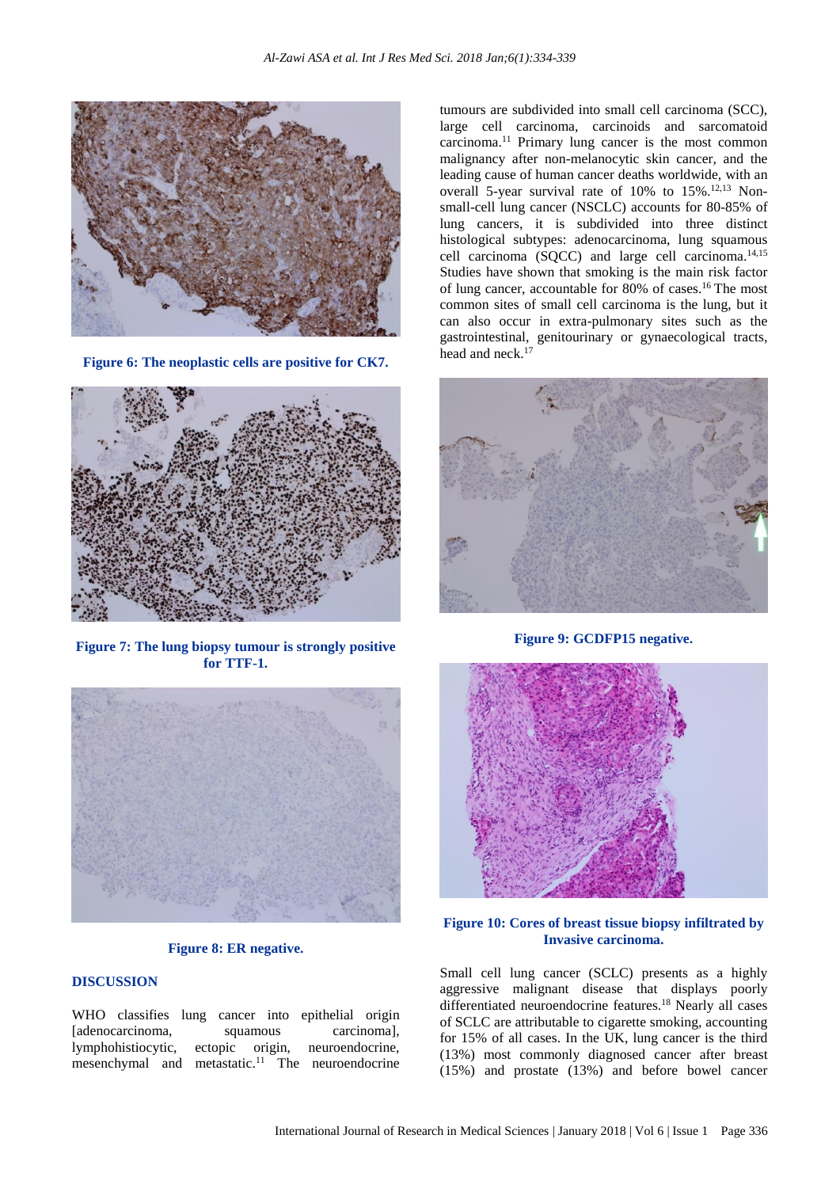Figure 6: The neoplastic cells are positive for CK7.

Figure 7: The lung biopsy tumour is strongly positive for TTF-1.

Figure 8: ER negative.

## DISCUSSION

WHO classifies lung cancer into epithelial origin [adenocarcinoma, squamous carcinoma], lymphohistiocytic, ectopic origin, neuroendocrine, mesenchymal and metastatic.[11] The neuroendocrine tumours are subdivided into small cell carcinoma (SCC), large cell carcinoma, carcinoids and sarcomatoid carcinoma.[11] Primary lung cancer is the most common malignancy after non-melanocytic skin cancer, and the leading cause of human cancer deaths worldwide, with an overall 5-year survival rate of 10% to 15%.[12,13] Non-small-cell lung cancer (NSCLC) accounts for 80-85% of lung cancers, it is subdivided into three distinct histological subtypes: adenocarcinoma, lung squamous cell carcinoma (SQCC) and large cell carcinoma.[14,15] Studies have shown that smoking is the main risk factor of lung cancer, accountable for 80% of cases.[16] The most common sites of small cell carcinoma is the lung, but it can also occur in extra-pulmonary sites such as the gastrointestinal, genitourinary or gynaecological tracts, head and neck.[17]

Figure 9: GCDFP15 negative.

Figure 10: Cores of breast tissue biopsy infiltrated by Invasive carcinoma.

Small cell lung cancer (SCLC) presents as a highly aggressive malignant disease that displays poorly differentiated neuroendocrine features.[18] Nearly all cases of SCLC are attributable to cigarette smoking, accounting for 15% of all cases. In the UK, lung cancer is the third (13%) most commonly diagnosed cancer after breast (15%) and prostate (13%) and before bowel cancer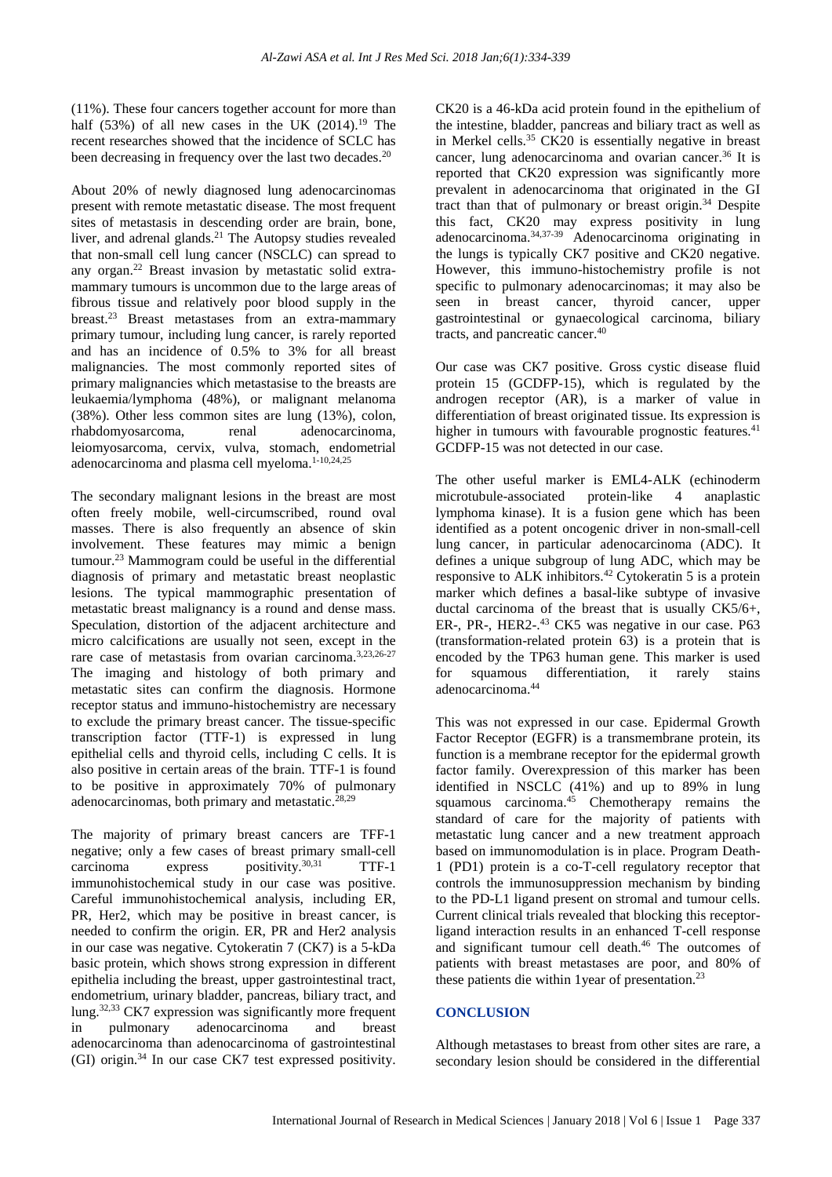(11%). These four cancers together account for more than half (53%) of all new cases in the UK (2014).[19] The recent researches showed that the incidence of SCLC has been decreasing in frequency over the last two decades.[20]

About 20% of newly diagnosed lung adenocarcinomas present with remote metastatic disease. The most frequent sites of metastasis in descending order are brain, bone, liver, and adrenal glands.[21] The Autopsy studies revealed that non-small cell lung cancer (NSCLC) can spread to any organ.[22] Breast invasion by metastatic solid extra-mammary tumours is uncommon due to the large areas of fibrous tissue and relatively poor blood supply in the breast.[23] Breast metastases from an extra-mammary primary tumour, including lung cancer, is rarely reported and has an incidence of 0.5% to 3% for all breast malignancies. The most commonly reported sites of primary malignancies which metastasise to the breasts are leukaemia/lymphoma (48%), or malignant melanoma (38%). Other less common sites are lung (13%), colon, rhabdomyosarcoma, renal adenocarcinoma, leiomyosarcoma, cervix, vulva, stomach, endometrial adenocarcinoma and plasma cell myeloma.[1-10,24,25]

The secondary malignant lesions in the breast are most often freely mobile, well-circumscribed, round oval masses. There is also frequently an absence of skin involvement. These features may mimic a benign tumour.[23] Mammogram could be useful in the differential diagnosis of primary and metastatic breast neoplastic lesions. The typical mammographic presentation of metastatic breast malignancy is a round and dense mass. Speculation, distortion of the adjacent architecture and micro calcifications are usually not seen, except in the rare case of metastasis from ovarian carcinoma.[3,23,26-27] The imaging and histology of both primary and metastatic sites can confirm the diagnosis. Hormone receptor status and immuno-histochemistry are necessary to exclude the primary breast cancer. The tissue-specific transcription factor (TTF-1) is expressed in lung epithelial cells and thyroid cells, including C cells. It is also positive in certain areas of the brain. TTF-1 is found to be positive in approximately 70% of pulmonary adenocarcinomas, both primary and metastatic.[28,29]

The majority of primary breast cancers are TFF-1 negative; only a few cases of breast primary small-cell carcinoma express positivity.[30,31] TTF-1 immunohistochemical study in our case was positive. Careful immunohistochemical analysis, including ER, PR, Her2, which may be positive in breast cancer, is needed to confirm the origin. ER, PR and Her2 analysis in our case was negative. Cytokeratin 7 (CK7) is a 5-kDa basic protein, which shows strong expression in different epithelia including the breast, upper gastrointestinal tract, endometrium, urinary bladder, pancreas, biliary tract, and lung.[32,33] CK7 expression was significantly more frequent in pulmonary adenocarcinoma and breast adenocarcinoma than adenocarcinoma of gastrointestinal (GI) origin.[34] In our case CK7 test expressed positivity. CK20 is a 46-kDa acid protein found in the epithelium of the intestine, bladder, pancreas and biliary tract as well as in Merkel cells.[35] CK20 is essentially negative in breast cancer, lung adenocarcinoma and ovarian cancer.[36] It is reported that CK20 expression was significantly more prevalent in adenocarcinoma that originated in the GI tract than that of pulmonary or breast origin.[34] Despite this fact, CK20 may express positivity in lung adenocarcinoma.[34,37-39] Adenocarcinoma originating in the lungs is typically CK7 positive and CK20 negative. However, this immuno-histochemistry profile is not specific to pulmonary adenocarcinomas; it may also be seen in breast cancer, thyroid cancer, upper gastrointestinal or gynaecological carcinoma, biliary tracts, and pancreatic cancer.[40]

Our case was CK7 positive. Gross cystic disease fluid protein 15 (GCDFP-15), which is regulated by the androgen receptor (AR), is a marker of value in differentiation of breast originated tissue. Its expression is higher in tumours with favourable prognostic features.[41] GCDFP-15 was not detected in our case.

The other useful marker is EML4-ALK (echinoderm microtubule-associated protein-like 4 anaplastic lymphoma kinase). It is a fusion gene which has been identified as a potent oncogenic driver in non-small-cell lung cancer, in particular adenocarcinoma (ADC). It defines a unique subgroup of lung ADC, which may be responsive to ALK inhibitors.[42] Cytokeratin 5 is a protein marker which defines a basal-like subtype of invasive ductal carcinoma of the breast that is usually CK5/6+, ER-, PR-, HER2-.[43] CK5 was negative in our case. P63 (transformation-related protein 63) is a protein that is encoded by the TP63 human gene. This marker is used for squamous differentiation, it rarely stains adenocarcinoma.[44]

This was not expressed in our case. Epidermal Growth Factor Receptor (EGFR) is a transmembrane protein, its function is a membrane receptor for the epidermal growth factor family. Overexpression of this marker has been identified in NSCLC (41%) and up to 89% in lung squamous carcinoma.[45] Chemotherapy remains the standard of care for the majority of patients with metastatic lung cancer and a new treatment approach based on immunomodulation is in place. Program Death-1 (PD1) protein is a co-T-cell regulatory receptor that controls the immunosuppression mechanism by binding to the PD-L1 ligand present on stromal and tumour cells. Current clinical trials revealed that blocking this receptor-ligand interaction results in an enhanced T-cell response and significant tumour cell death.[46] The outcomes of patients with breast metastases are poor, and 80% of these patients die within 1year of presentation.[23]

## CONCLUSION

Although metastases to breast from other sites are rare, a secondary lesion should be considered in the differential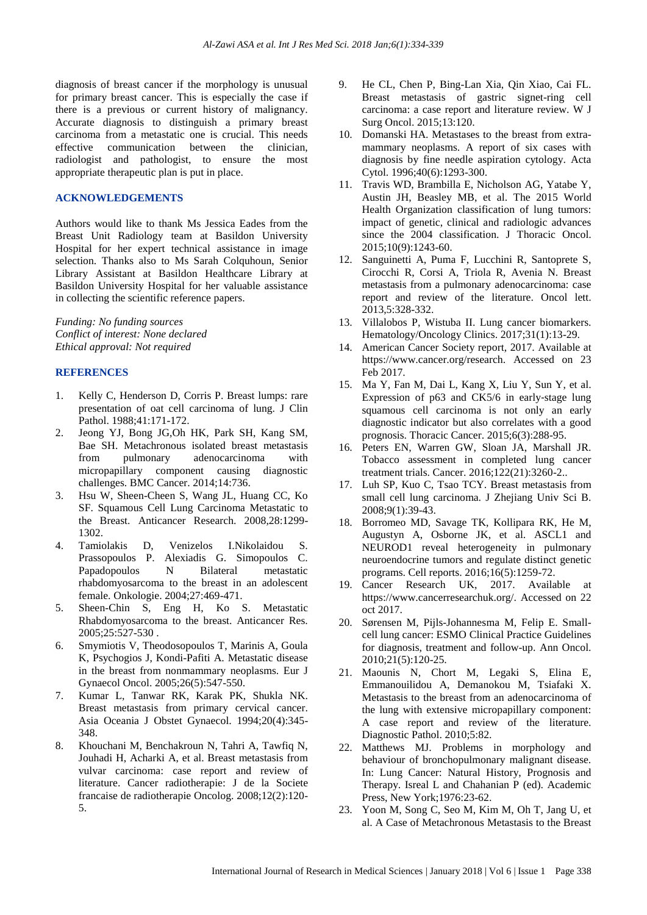diagnosis of breast cancer if the morphology is unusual for primary breast cancer. This is especially the case if there is a previous or current history of malignancy. Accurate diagnosis to distinguish a primary breast carcinoma from a metastatic one is crucial. This needs effective communication between the clinician, radiologist and pathologist, to ensure the most appropriate therapeutic plan is put in place.

## ACKNOWLEDGEMENTS

Authors would like to thank Ms Jessica Eades from the Breast Unit Radiology team at Basildon University Hospital for her expert technical assistance in image selection. Thanks also to Ms Sarah Colquhoun, Senior Library Assistant at Basildon Healthcare Library at Basildon University Hospital for her valuable assistance in collecting the scientific reference papers.

*Funding: No funding sources*
*Conflict of interest: None declared*
*Ethical approval: Not required*

## REFERENCES

1. Kelly C, Henderson D, Corris P. Breast lumps: rare presentation of oat cell carcinoma of lung. J Clin Pathol. 1988;41:171-172.
2. Jeong YJ, Bong JG,Oh HK, Park SH, Kang SM, Bae SH. Metachronous isolated breast metastasis from pulmonary adenocarcinoma with micropapillary component causing diagnostic challenges. BMC Cancer. 2014;14:736.
3. Hsu W, Sheen-Cheen S, Wang JL, Huang CC, Ko SF. Squamous Cell Lung Carcinoma Metastatic to the Breast. Anticancer Research. 2008,28:1299-1302.
4. Tamiolakis D, Venizelos I.Nikolaidou S. Prassopoulos P. Alexiadis G. Simopoulos C. Papadopoulos N Bilateral metastatic rhabdomyosarcoma to the breast in an adolescent female. Onkologie. 2004;27:469-471.
5. Sheen-Chin S, Eng H, Ko S. Metastatic Rhabdomyosarcoma to the breast. Anticancer Res. 2005;25:527-530 .
6. Smymiotis V, Theodosopoulos T, Marinis A, Goula K, Psychogios J, Kondi-Pafiti A. Metastatic disease in the breast from nonmammary neoplasms. Eur J Gynaecol Oncol. 2005;26(5):547-550.
7. Kumar L, Tanwar RK, Karak PK, Shukla NK. Breast metastasis from primary cervical cancer. Asia Oceania J Obstet Gynaecol. 1994;20(4):345-348.
8. Khouchani M, Benchakroun N, Tahri A, Tawfiq N, Jouhadi H, Acharki A, et al. Breast metastasis from vulvar carcinoma: case report and review of literature. Cancer radiotherapie: J de la Societe francaise de radiotherapie Oncolog. 2008;12(2):120-5.
9. He CL, Chen P, Bing-Lan Xia, Qin Xiao, Cai FL. Breast metastasis of gastric signet-ring cell carcinoma: a case report and literature review. W J Surg Oncol. 2015;13:120.
10. Domanski HA. Metastases to the breast from extra-mammary neoplasms. A report of six cases with diagnosis by fine needle aspiration cytology. Acta Cytol. 1996;40(6):1293-300.
11. Travis WD, Brambilla E, Nicholson AG, Yatabe Y, Austin JH, Beasley MB, et al. The 2015 World Health Organization classification of lung tumors: impact of genetic, clinical and radiologic advances since the 2004 classification. J Thoracic Oncol. 2015;10(9):1243-60.
12. Sanguinetti A, Puma F, Lucchini R, Santoprete S, Cirocchi R, Corsi A, Triola R, Avenia N. Breast metastasis from a pulmonary adenocarcinoma: case report and review of the literature. Oncol lett. 2013,5:328-332.
13. Villalobos P, Wistuba II. Lung cancer biomarkers. Hematology/Oncology Clinics. 2017;31(1):13-29.
14. American Cancer Society report, 2017. Available at https://www.cancer.org/research. Accessed on 23 Feb 2017.
15. Ma Y, Fan M, Dai L, Kang X, Liu Y, Sun Y, et al. Expression of p63 and CK5/6 in early-stage lung squamous cell carcinoma is not only an early diagnostic indicator but also correlates with a good prognosis. Thoracic Cancer. 2015;6(3):288-95.
16. Peters EN, Warren GW, Sloan JA, Marshall JR. Tobacco assessment in completed lung cancer treatment trials. Cancer. 2016;122(21):3260-2..
17. Luh SP, Kuo C, Tsao TCY. Breast metastasis from small cell lung carcinoma. J Zhejiang Univ Sci B. 2008;9(1):39-43.
18. Borromeo MD, Savage TK, Kollipara RK, He M, Augustyn A, Osborne JK, et al. ASCL1 and NEUROD1 reveal heterogeneity in pulmonary neuroendocrine tumors and regulate distinct genetic programs. Cell reports. 2016;16(5):1259-72.
19. Cancer Research UK, 2017. Available at https://www.cancerresearchuk.org/. Accessed on 22 oct 2017.
20. Sørensen M, Pijls-Johannesma M, Felip E. Small-cell lung cancer: ESMO Clinical Practice Guidelines for diagnosis, treatment and follow-up. Ann Oncol. 2010;21(5):120-25.
21. Maounis N, Chort M, Legaki S, Elina E, Emmanouilidou A, Demanokou M, Tsiafaki X. Metastasis to the breast from an adenocarcinoma of the lung with extensive micropapillary component: A case report and review of the literature. Diagnostic Pathol. 2010;5:82.
22. Matthews MJ. Problems in morphology and behaviour of bronchopulmonary malignant disease. In: Lung Cancer: Natural History, Prognosis and Therapy. Isreal L and Chahanian P (ed). Academic Press, New York;1976:23-62.
23. Yoon M, Song C, Seo M, Kim M, Oh T, Jang U, et al. A Case of Metachronous Metastasis to the Breast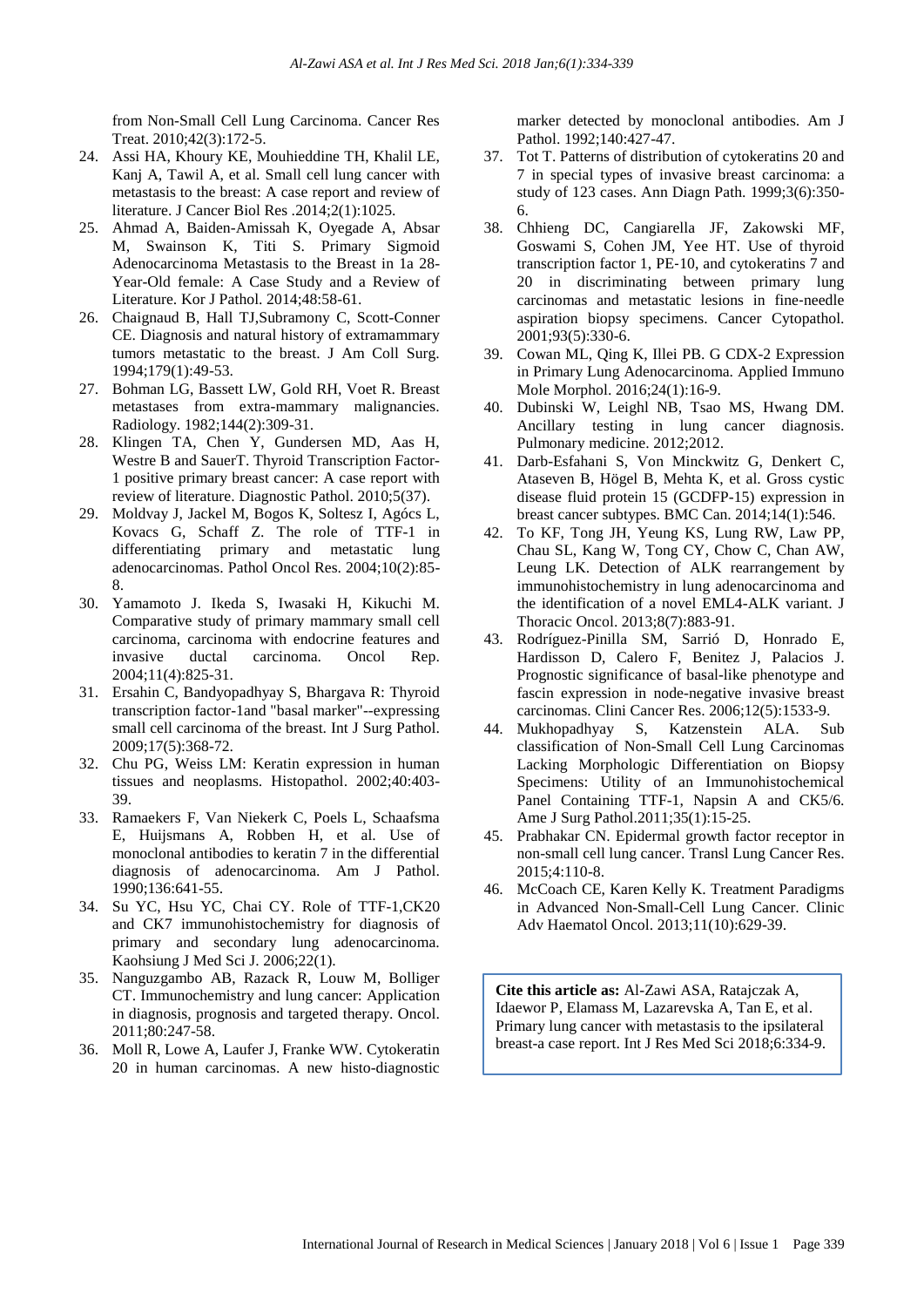from Non-Small Cell Lung Carcinoma. Cancer Res Treat. 2010;42(3):172-5.

24. Assi HA, Khoury KE, Mouhieddine TH, Khalil LE, Kanj A, Tawil A, et al. Small cell lung cancer with metastasis to the breast: A case report and review of literature. J Cancer Biol Res .2014;2(1):1025.
25. Ahmad A, Baiden-Amissah K, Oyegade A, Absar M, Swainson K, Titi S. Primary Sigmoid Adenocarcinoma Metastasis to the Breast in 1a 28-Year-Old female: A Case Study and a Review of Literature. Kor J Pathol. 2014;48:58-61.
26. Chaignaud B, Hall TJ,Subramony C, Scott-Conner CE. Diagnosis and natural history of extramammary tumors metastatic to the breast. J Am Coll Surg. 1994;179(1):49-53.
27. Bohman LG, Bassett LW, Gold RH, Voet R. Breast metastases from extra-mammary malignancies. Radiology. 1982;144(2):309-31.
28. Klingen TA, Chen Y, Gundersen MD, Aas H, Westre B and SauerT. Thyroid Transcription Factor-1 positive primary breast cancer: A case report with review of literature. Diagnostic Pathol. 2010;5(37).
29. Moldvay J, Jackel M, Bogos K, Soltesz I, Agócs L, Kovacs G, Schaff Z. The role of TTF-1 in differentiating primary and metastatic lung adenocarcinomas. Pathol Oncol Res. 2004;10(2):85-8.
30. Yamamoto J. Ikeda S, Iwasaki H, Kikuchi M. Comparative study of primary mammary small cell carcinoma, carcinoma with endocrine features and invasive ductal carcinoma. Oncol Rep. 2004;11(4):825-31.
31. Ersahin C, Bandyopadhyay S, Bhargava R: Thyroid transcription factor-1and "basal marker"--expressing small cell carcinoma of the breast. Int J Surg Pathol. 2009;17(5):368-72.
32. Chu PG, Weiss LM: Keratin expression in human tissues and neoplasms. Histopathol. 2002;40:403-39.
33. Ramaekers F, Van Niekerk C, Poels L, Schaafsma E, Huijsmans A, Robben H, et al. Use of monoclonal antibodies to keratin 7 in the differential diagnosis of adenocarcinoma. Am J Pathol. 1990;136:641-55.
34. Su YC, Hsu YC, Chai CY. Role of TTF-1,CK20 and CK7 immunohistochemistry for diagnosis of primary and secondary lung adenocarcinoma. Kaohsiung J Med Sci J. 2006;22(1).
35. Nanguzgambo AB, Razack R, Louw M, Bolliger CT. Immunochemistry and lung cancer: Application in diagnosis, prognosis and targeted therapy. Oncol. 2011;80:247-58.
36. Moll R, Lowe A, Laufer J, Franke WW. Cytokeratin 20 in human carcinomas. A new histo-diagnostic marker detected by monoclonal antibodies. Am J Pathol. 1992;140:427-47.
37. Tot T. Patterns of distribution of cytokeratins 20 and 7 in special types of invasive breast carcinoma: a study of 123 cases. Ann Diagn Path. 1999;3(6):350-6.
38. Chhieng DC, Cangiarella JF, Zakowski MF, Goswami S, Cohen JM, Yee HT. Use of thyroid transcription factor 1, PE-10, and cytokeratins 7 and 20 in discriminating between primary lung carcinomas and metastatic lesions in fine-needle aspiration biopsy specimens. Cancer Cytopathol. 2001;93(5):330-6.
39. Cowan ML, Qing K, Illei PB. G CDX-2 Expression in Primary Lung Adenocarcinoma. Applied Immuno Mole Morphol. 2016;24(1):16-9.
40. Dubinski W, Leighl NB, Tsao MS, Hwang DM. Ancillary testing in lung cancer diagnosis. Pulmonary medicine. 2012;2012.
41. Darb-Esfahani S, Von Minckwitz G, Denkert C, Ataseven B, Högel B, Mehta K, et al. Gross cystic disease fluid protein 15 (GCDFP-15) expression in breast cancer subtypes. BMC Can. 2014;14(1):546.
42. To KF, Tong JH, Yeung KS, Lung RW, Law PP, Chau SL, Kang W, Tong CY, Chow C, Chan AW, Leung LK. Detection of ALK rearrangement by immunohistochemistry in lung adenocarcinoma and the identification of a novel EML4-ALK variant. J Thoracic Oncol. 2013;8(7):883-91.
43. Rodríguez-Pinilla SM, Sarrió D, Honrado E, Hardisson D, Calero F, Benitez J, Palacios J. Prognostic significance of basal-like phenotype and fascin expression in node-negative invasive breast carcinomas. Clini Cancer Res. 2006;12(5):1533-9.
44. Mukhopadhyay S, Katzenstein ALA. Sub classification of Non-Small Cell Lung Carcinomas Lacking Morphologic Differentiation on Biopsy Specimens: Utility of an Immunohistochemical Panel Containing TTF-1, Napsin A and CK5/6. Ame J Surg Pathol.2011;35(1):15-25.
45. Prabhakar CN. Epidermal growth factor receptor in non-small cell lung cancer. Transl Lung Cancer Res. 2015;4:110-8.
46. McCoach CE, Karen Kelly K. Treatment Paradigms in Advanced Non-Small-Cell Lung Cancer. Clinic Adv Haematol Oncol. 2013;11(10):629-39.

**Cite this article as:** Al-Zawi ASA, Ratajczak A, Idaewor P, Elamass M, Lazarevska A, Tan E, et al. Primary lung cancer with metastasis to the ipsilateral breast-a case report. Int J Res Med Sci 2018;6:334-9.